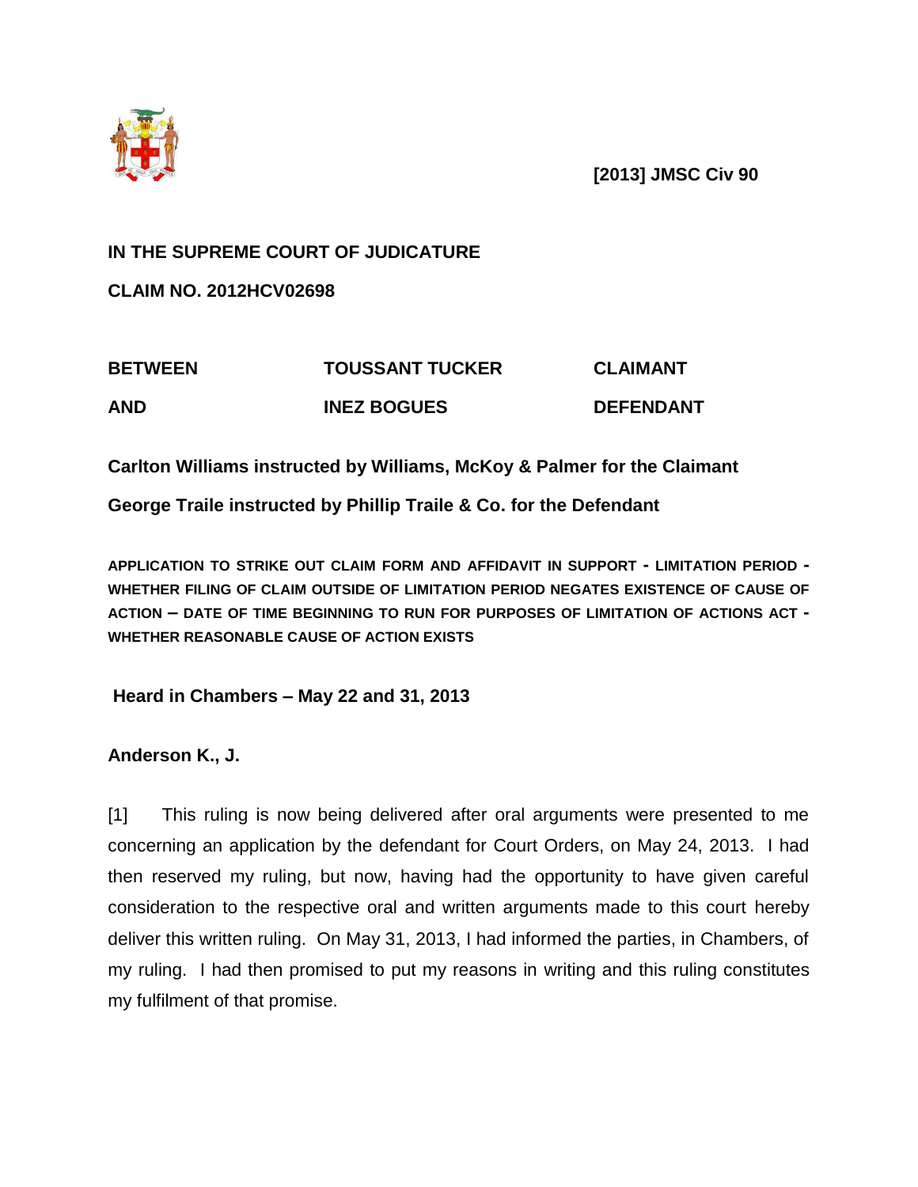**[2013] JMSC Civ 90**

**IN THE SUPREME COURT OF JUDICATURE**

**CLAIM NO. 2012HCV02698**

| | | |
|---|---|---|
| **BETWEEN** | **TOUSSANT TUCKER** | **CLAIMANT** |
| **AND** | **INEZ BOGUES** | **DEFENDANT** |

**Carlton Williams instructed by Williams, McKoy & Palmer for the Claimant**

**George Traile instructed by Phillip Traile & Co. for the Defendant**

**APPLICATION TO STRIKE OUT CLAIM FORM AND AFFIDAVIT IN SUPPORT - LIMITATION PERIOD - WHETHER FILING OF CLAIM OUTSIDE OF LIMITATION PERIOD NEGATES EXISTENCE OF CAUSE OF ACTION – DATE OF TIME BEGINNING TO RUN FOR PURPOSES OF LIMITATION OF ACTIONS ACT - WHETHER REASONABLE CAUSE OF ACTION EXISTS**

**Heard in Chambers – May 22 and 31, 2013**

**Anderson K., J.**

[1] This ruling is now being delivered after oral arguments were presented to me concerning an application by the defendant for Court Orders, on May 24, 2013. I had then reserved my ruling, but now, having had the opportunity to have given careful consideration to the respective oral and written arguments made to this court hereby deliver this written ruling. On May 31, 2013, I had informed the parties, in Chambers, of my ruling. I had then promised to put my reasons in writing and this ruling constitutes my fulfilment of that promise.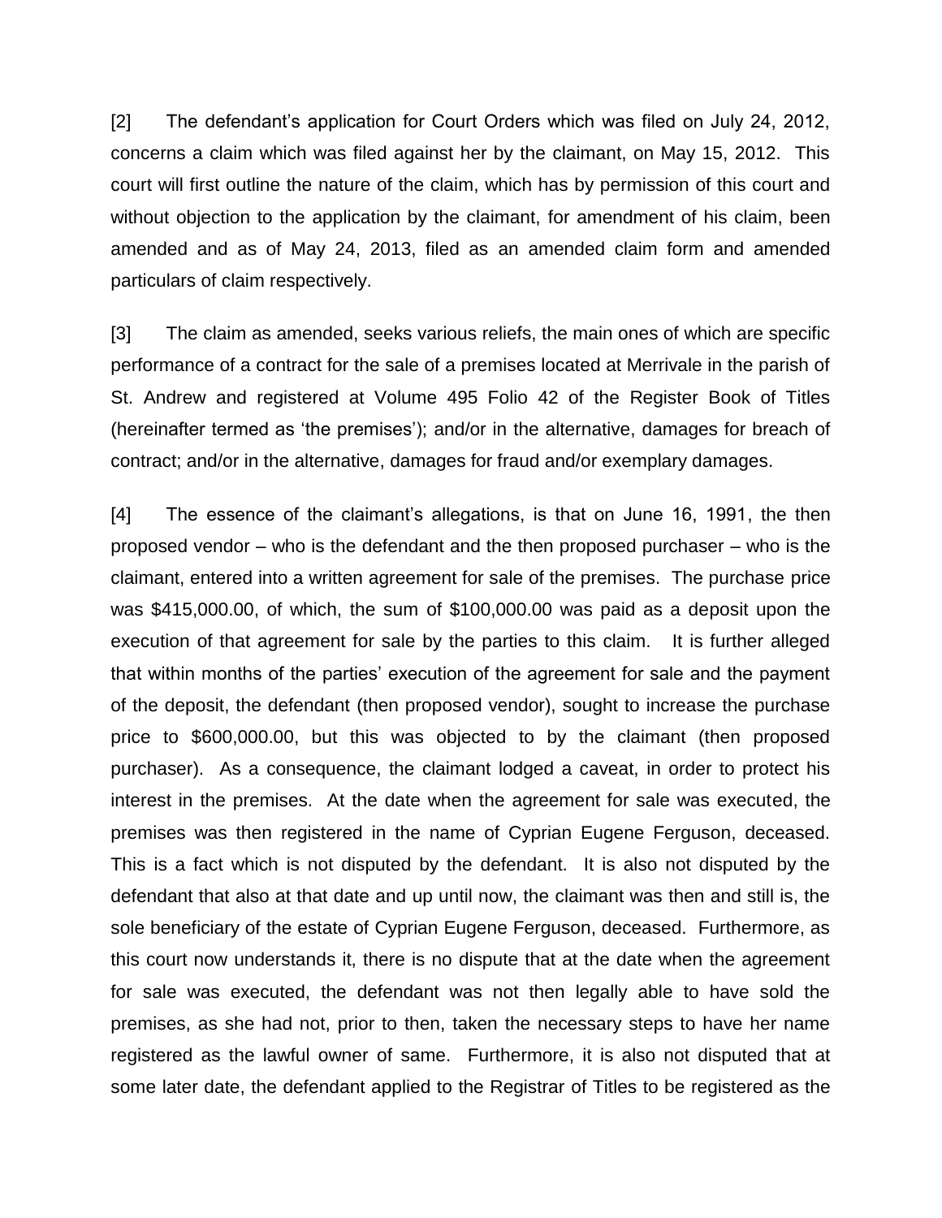[2] The defendant's application for Court Orders which was filed on July 24, 2012, concerns a claim which was filed against her by the claimant, on May 15, 2012. This court will first outline the nature of the claim, which has by permission of this court and without objection to the application by the claimant, for amendment of his claim, been amended and as of May 24, 2013, filed as an amended claim form and amended particulars of claim respectively.

[3] The claim as amended, seeks various reliefs, the main ones of which are specific performance of a contract for the sale of a premises located at Merrivale in the parish of St. Andrew and registered at Volume 495 Folio 42 of the Register Book of Titles (hereinafter termed as 'the premises'); and/or in the alternative, damages for breach of contract; and/or in the alternative, damages for fraud and/or exemplary damages.

[4] The essence of the claimant's allegations, is that on June 16, 1991, the then proposed vendor – who is the defendant and the then proposed purchaser – who is the claimant, entered into a written agreement for sale of the premises. The purchase price was $415,000.00, of which, the sum of $100,000.00 was paid as a deposit upon the execution of that agreement for sale by the parties to this claim. It is further alleged that within months of the parties' execution of the agreement for sale and the payment of the deposit, the defendant (then proposed vendor), sought to increase the purchase price to $600,000.00, but this was objected to by the claimant (then proposed purchaser). As a consequence, the claimant lodged a caveat, in order to protect his interest in the premises. At the date when the agreement for sale was executed, the premises was then registered in the name of Cyprian Eugene Ferguson, deceased. This is a fact which is not disputed by the defendant. It is also not disputed by the defendant that also at that date and up until now, the claimant was then and still is, the sole beneficiary of the estate of Cyprian Eugene Ferguson, deceased. Furthermore, as this court now understands it, there is no dispute that at the date when the agreement for sale was executed, the defendant was not then legally able to have sold the premises, as she had not, prior to then, taken the necessary steps to have her name registered as the lawful owner of same. Furthermore, it is also not disputed that at some later date, the defendant applied to the Registrar of Titles to be registered as the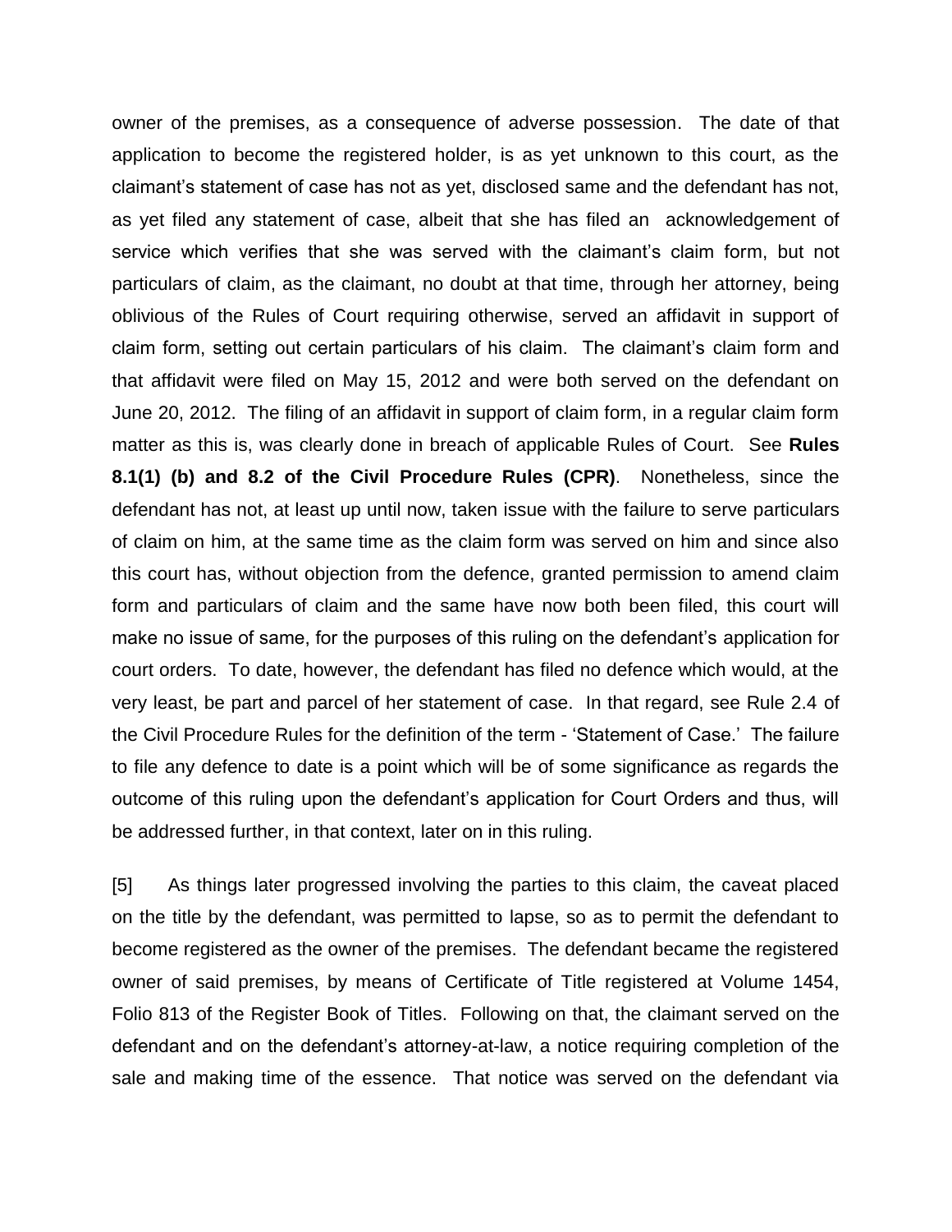owner of the premises, as a consequence of adverse possession. The date of that application to become the registered holder, is as yet unknown to this court, as the claimant's statement of case has not as yet, disclosed same and the defendant has not, as yet filed any statement of case, albeit that she has filed an acknowledgement of service which verifies that she was served with the claimant's claim form, but not particulars of claim, as the claimant, no doubt at that time, through her attorney, being oblivious of the Rules of Court requiring otherwise, served an affidavit in support of claim form, setting out certain particulars of his claim. The claimant's claim form and that affidavit were filed on May 15, 2012 and were both served on the defendant on June 20, 2012. The filing of an affidavit in support of claim form, in a regular claim form matter as this is, was clearly done in breach of applicable Rules of Court. See **Rules 8.1(1) (b) and 8.2 of the Civil Procedure Rules (CPR)**. Nonetheless, since the defendant has not, at least up until now, taken issue with the failure to serve particulars of claim on him, at the same time as the claim form was served on him and since also this court has, without objection from the defence, granted permission to amend claim form and particulars of claim and the same have now both been filed, this court will make no issue of same, for the purposes of this ruling on the defendant's application for court orders. To date, however, the defendant has filed no defence which would, at the very least, be part and parcel of her statement of case. In that regard, see Rule 2.4 of the Civil Procedure Rules for the definition of the term - 'Statement of Case.' The failure to file any defence to date is a point which will be of some significance as regards the outcome of this ruling upon the defendant's application for Court Orders and thus, will be addressed further, in that context, later on in this ruling.

[5] As things later progressed involving the parties to this claim, the caveat placed on the title by the defendant, was permitted to lapse, so as to permit the defendant to become registered as the owner of the premises. The defendant became the registered owner of said premises, by means of Certificate of Title registered at Volume 1454, Folio 813 of the Register Book of Titles. Following on that, the claimant served on the defendant and on the defendant's attorney-at-law, a notice requiring completion of the sale and making time of the essence. That notice was served on the defendant via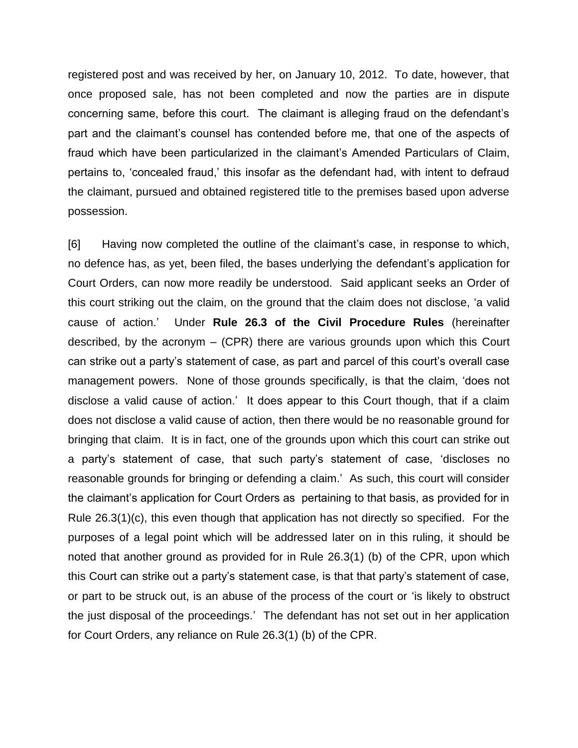registered post and was received by her, on January 10, 2012. To date, however, that once proposed sale, has not been completed and now the parties are in dispute concerning same, before this court. The claimant is alleging fraud on the defendant's part and the claimant's counsel has contended before me, that one of the aspects of fraud which have been particularized in the claimant's Amended Particulars of Claim, pertains to, 'concealed fraud,' this insofar as the defendant had, with intent to defraud the claimant, pursued and obtained registered title to the premises based upon adverse possession.

[6] Having now completed the outline of the claimant's case, in response to which, no defence has, as yet, been filed, the bases underlying the defendant's application for Court Orders, can now more readily be understood. Said applicant seeks an Order of this court striking out the claim, on the ground that the claim does not disclose, 'a valid cause of action.' Under **Rule 26.3 of the Civil Procedure Rules** (hereinafter described, by the acronym – (CPR) there are various grounds upon which this Court can strike out a party's statement of case, as part and parcel of this court's overall case management powers. None of those grounds specifically, is that the claim, 'does not disclose a valid cause of action.' It does appear to this Court though, that if a claim does not disclose a valid cause of action, then there would be no reasonable ground for bringing that claim. It is in fact, one of the grounds upon which this court can strike out a party's statement of case, that such party's statement of case, 'discloses no reasonable grounds for bringing or defending a claim.' As such, this court will consider the claimant's application for Court Orders as pertaining to that basis, as provided for in Rule 26.3(1)(c), this even though that application has not directly so specified. For the purposes of a legal point which will be addressed later on in this ruling, it should be noted that another ground as provided for in Rule 26.3(1) (b) of the CPR, upon which this Court can strike out a party's statement case, is that that party's statement of case, or part to be struck out, is an abuse of the process of the court or 'is likely to obstruct the just disposal of the proceedings.' The defendant has not set out in her application for Court Orders, any reliance on Rule 26.3(1) (b) of the CPR.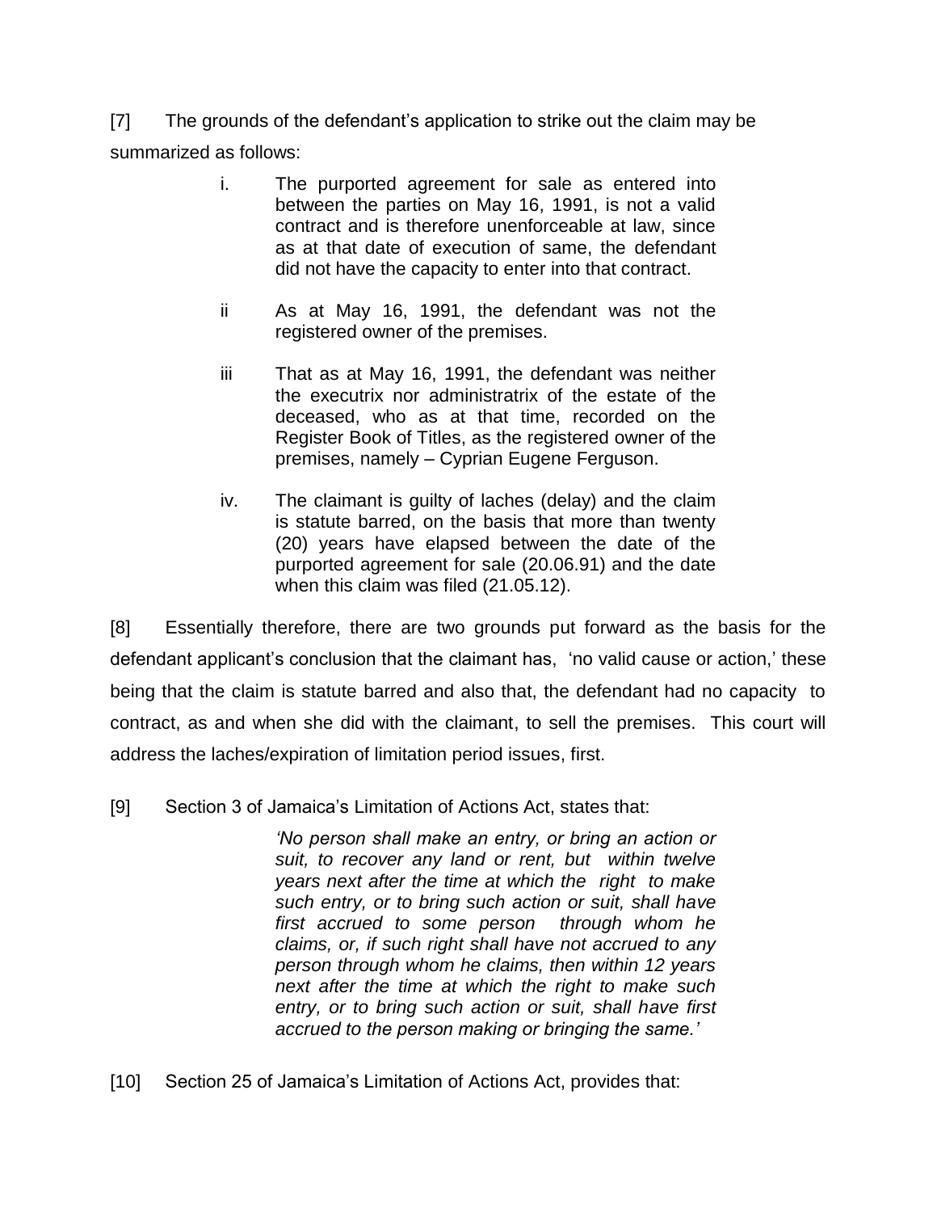[7] The grounds of the defendant's application to strike out the claim may be summarized as follows:

> i. The purported agreement for sale as entered into between the parties on May 16, 1991, is not a valid contract and is therefore unenforceable at law, since as at that date of execution of same, the defendant did not have the capacity to enter into that contract.
>
> ii As at May 16, 1991, the defendant was not the registered owner of the premises.
>
> iii That as at May 16, 1991, the defendant was neither the executrix nor administratrix of the estate of the deceased, who as at that time, recorded on the Register Book of Titles, as the registered owner of the premises, namely – Cyprian Eugene Ferguson.
>
> iv. The claimant is guilty of laches (delay) and the claim is statute barred, on the basis that more than twenty (20) years have elapsed between the date of the purported agreement for sale (20.06.91) and the date when this claim was filed (21.05.12).

[8] Essentially therefore, there are two grounds put forward as the basis for the defendant applicant's conclusion that the claimant has, 'no valid cause or action,' these being that the claim is statute barred and also that, the defendant had no capacity to contract, as and when she did with the claimant, to sell the premises. This court will address the laches/expiration of limitation period issues, first.

[9] Section 3 of Jamaica's Limitation of Actions Act, states that:

> *'No person shall make an entry, or bring an action or suit, to recover any land or rent, but within twelve years next after the time at which the right to make such entry, or to bring such action or suit, shall have first accrued to some person through whom he claims, or, if such right shall have not accrued to any person through whom he claims, then within 12 years next after the time at which the right to make such entry, or to bring such action or suit, shall have first accrued to the person making or bringing the same.'*

[10] Section 25 of Jamaica's Limitation of Actions Act, provides that: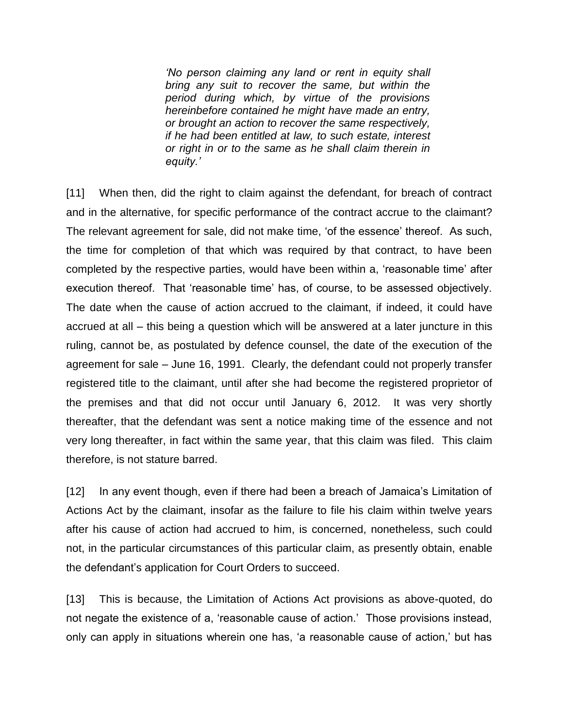> *'No person claiming any land or rent in equity shall bring any suit to recover the same, but within the period during which, by virtue of the provisions hereinbefore contained he might have made an entry, or brought an action to recover the same respectively, if he had been entitled at law, to such estate, interest or right in or to the same as he shall claim therein in equity.'*

[11] When then, did the right to claim against the defendant, for breach of contract and in the alternative, for specific performance of the contract accrue to the claimant? The relevant agreement for sale, did not make time, 'of the essence' thereof. As such, the time for completion of that which was required by that contract, to have been completed by the respective parties, would have been within a, 'reasonable time' after execution thereof. That 'reasonable time' has, of course, to be assessed objectively. The date when the cause of action accrued to the claimant, if indeed, it could have accrued at all – this being a question which will be answered at a later juncture in this ruling, cannot be, as postulated by defence counsel, the date of the execution of the agreement for sale – June 16, 1991. Clearly, the defendant could not properly transfer registered title to the claimant, until after she had become the registered proprietor of the premises and that did not occur until January 6, 2012. It was very shortly thereafter, that the defendant was sent a notice making time of the essence and not very long thereafter, in fact within the same year, that this claim was filed. This claim therefore, is not stature barred.

[12] In any event though, even if there had been a breach of Jamaica's Limitation of Actions Act by the claimant, insofar as the failure to file his claim within twelve years after his cause of action had accrued to him, is concerned, nonetheless, such could not, in the particular circumstances of this particular claim, as presently obtain, enable the defendant's application for Court Orders to succeed.

[13] This is because, the Limitation of Actions Act provisions as above-quoted, do not negate the existence of a, 'reasonable cause of action.' Those provisions instead, only can apply in situations wherein one has, 'a reasonable cause of action,' but has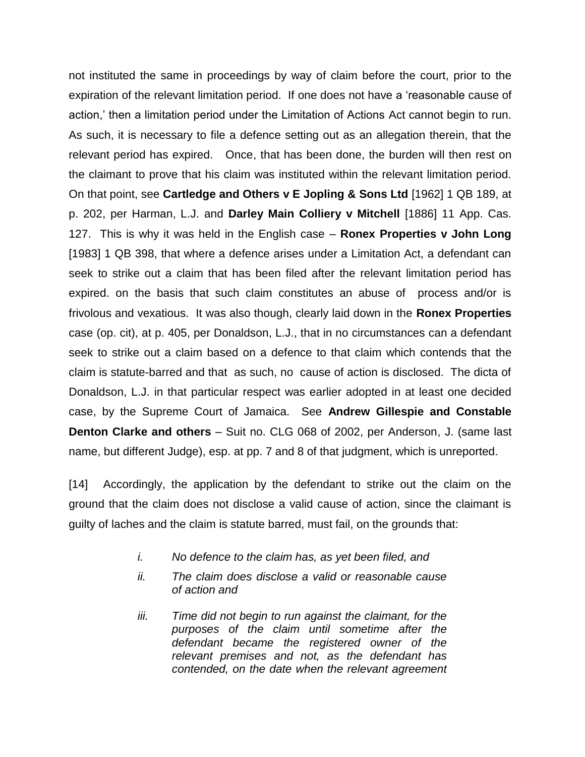not instituted the same in proceedings by way of claim before the court, prior to the expiration of the relevant limitation period. If one does not have a 'reasonable cause of action,' then a limitation period under the Limitation of Actions Act cannot begin to run. As such, it is necessary to file a defence setting out as an allegation therein, that the relevant period has expired. Once, that has been done, the burden will then rest on the claimant to prove that his claim was instituted within the relevant limitation period. On that point, see **Cartledge and Others v E Jopling & Sons Ltd** [1962] 1 QB 189, at p. 202, per Harman, L.J. and **Darley Main Colliery v Mitchell** [1886] 11 App. Cas. 127. This is why it was held in the English case – **Ronex Properties v John Long** [1983] 1 QB 398, that where a defence arises under a Limitation Act, a defendant can seek to strike out a claim that has been filed after the relevant limitation period has expired. on the basis that such claim constitutes an abuse of process and/or is frivolous and vexatious. It was also though, clearly laid down in the **Ronex Properties** case (op. cit), at p. 405, per Donaldson, L.J., that in no circumstances can a defendant seek to strike out a claim based on a defence to that claim which contends that the claim is statute-barred and that as such, no cause of action is disclosed. The dicta of Donaldson, L.J. in that particular respect was earlier adopted in at least one decided case, by the Supreme Court of Jamaica. See **Andrew Gillespie and Constable Denton Clarke and others** – Suit no. CLG 068 of 2002, per Anderson, J. (same last name, but different Judge), esp. at pp. 7 and 8 of that judgment, which is unreported.

[14] Accordingly, the application by the defendant to strike out the claim on the ground that the claim does not disclose a valid cause of action, since the claimant is guilty of laches and the claim is statute barred, must fail, on the grounds that:

> i. *No defence to the claim has, as yet been filed, and*
>
> ii. *The claim does disclose a valid or reasonable cause of action and*
>
> iii. *Time did not begin to run against the claimant, for the purposes of the claim until sometime after the defendant became the registered owner of the relevant premises and not, as the defendant has contended, on the date when the relevant agreement*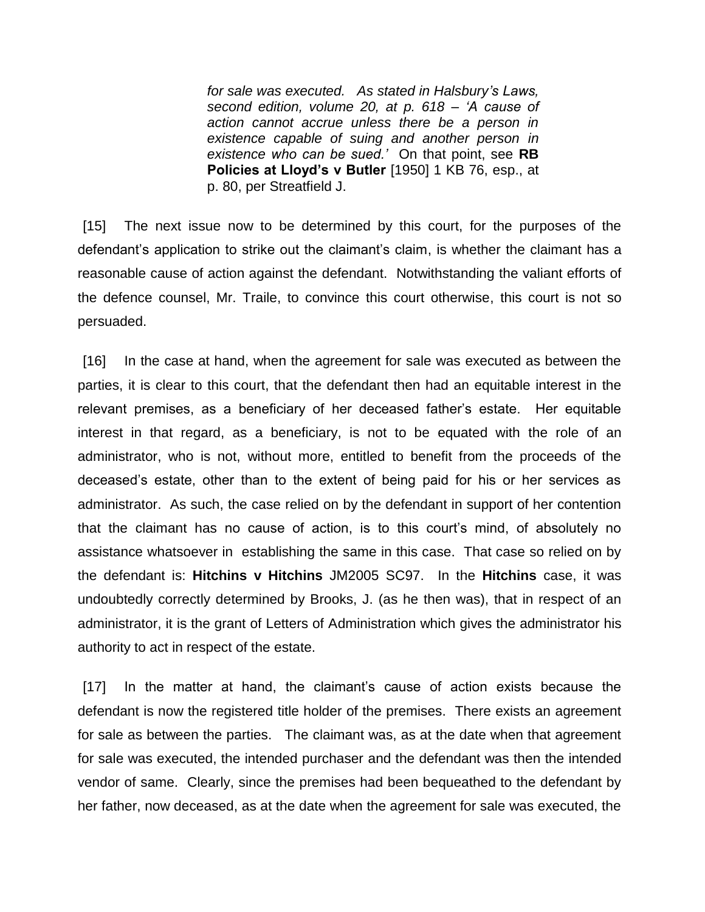> *for sale was executed. As stated in Halsbury's Laws, second edition, volume 20, at p. 618 – 'A cause of action cannot accrue unless there be a person in existence capable of suing and another person in existence who can be sued.'* On that point, see **RB Policies at Lloyd's v Butler** [1950] 1 KB 76, esp., at p. 80, per Streatfield J.

[15] The next issue now to be determined by this court, for the purposes of the defendant's application to strike out the claimant's claim, is whether the claimant has a reasonable cause of action against the defendant. Notwithstanding the valiant efforts of the defence counsel, Mr. Traile, to convince this court otherwise, this court is not so persuaded.

[16] In the case at hand, when the agreement for sale was executed as between the parties, it is clear to this court, that the defendant then had an equitable interest in the relevant premises, as a beneficiary of her deceased father's estate. Her equitable interest in that regard, as a beneficiary, is not to be equated with the role of an administrator, who is not, without more, entitled to benefit from the proceeds of the deceased's estate, other than to the extent of being paid for his or her services as administrator. As such, the case relied on by the defendant in support of her contention that the claimant has no cause of action, is to this court's mind, of absolutely no assistance whatsoever in establishing the same in this case. That case so relied on by the defendant is: **Hitchins v Hitchins** JM2005 SC97. In the **Hitchins** case, it was undoubtedly correctly determined by Brooks, J. (as he then was), that in respect of an administrator, it is the grant of Letters of Administration which gives the administrator his authority to act in respect of the estate.

[17] In the matter at hand, the claimant's cause of action exists because the defendant is now the registered title holder of the premises. There exists an agreement for sale as between the parties. The claimant was, as at the date when that agreement for sale was executed, the intended purchaser and the defendant was then the intended vendor of same. Clearly, since the premises had been bequeathed to the defendant by her father, now deceased, as at the date when the agreement for sale was executed, the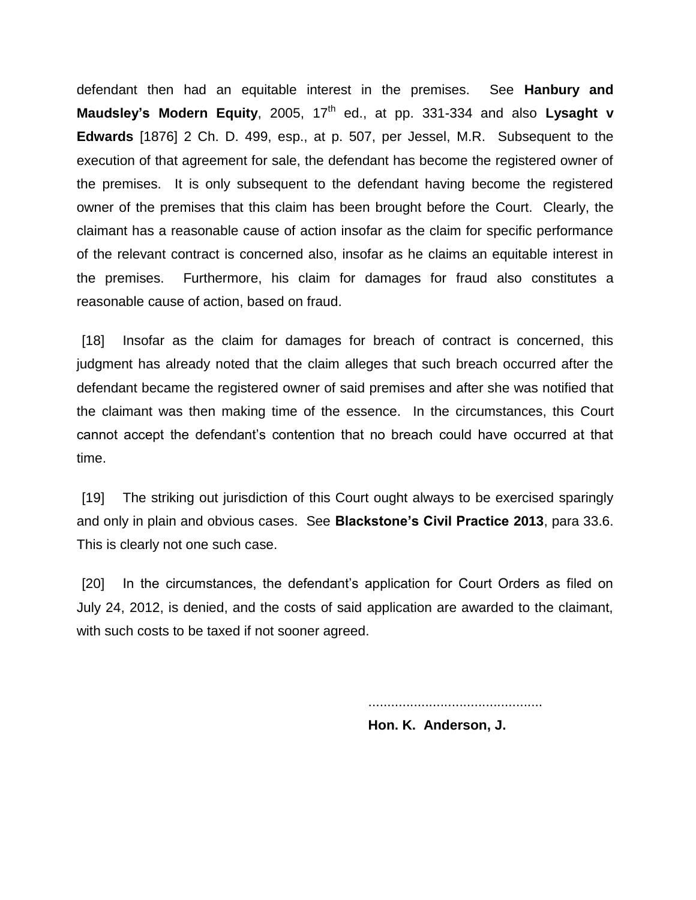defendant then had an equitable interest in the premises. See **Hanbury and Maudsley's Modern Equity**, 2005, 17th ed., at pp. 331-334 and also **Lysaght v Edwards** [1876] 2 Ch. D. 499, esp., at p. 507, per Jessel, M.R. Subsequent to the execution of that agreement for sale, the defendant has become the registered owner of the premises. It is only subsequent to the defendant having become the registered owner of the premises that this claim has been brought before the Court. Clearly, the claimant has a reasonable cause of action insofar as the claim for specific performance of the relevant contract is concerned also, insofar as he claims an equitable interest in the premises. Furthermore, his claim for damages for fraud also constitutes a reasonable cause of action, based on fraud.

[18] Insofar as the claim for damages for breach of contract is concerned, this judgment has already noted that the claim alleges that such breach occurred after the defendant became the registered owner of said premises and after she was notified that the claimant was then making time of the essence. In the circumstances, this Court cannot accept the defendant's contention that no breach could have occurred at that time.

[19] The striking out jurisdiction of this Court ought always to be exercised sparingly and only in plain and obvious cases. See **Blackstone's Civil Practice 2013**, para 33.6. This is clearly not one such case.

[20] In the circumstances, the defendant's application for Court Orders as filed on July 24, 2012, is denied, and the costs of said application are awarded to the claimant, with such costs to be taxed if not sooner agreed.

.............................................

**Hon. K. Anderson, J.**